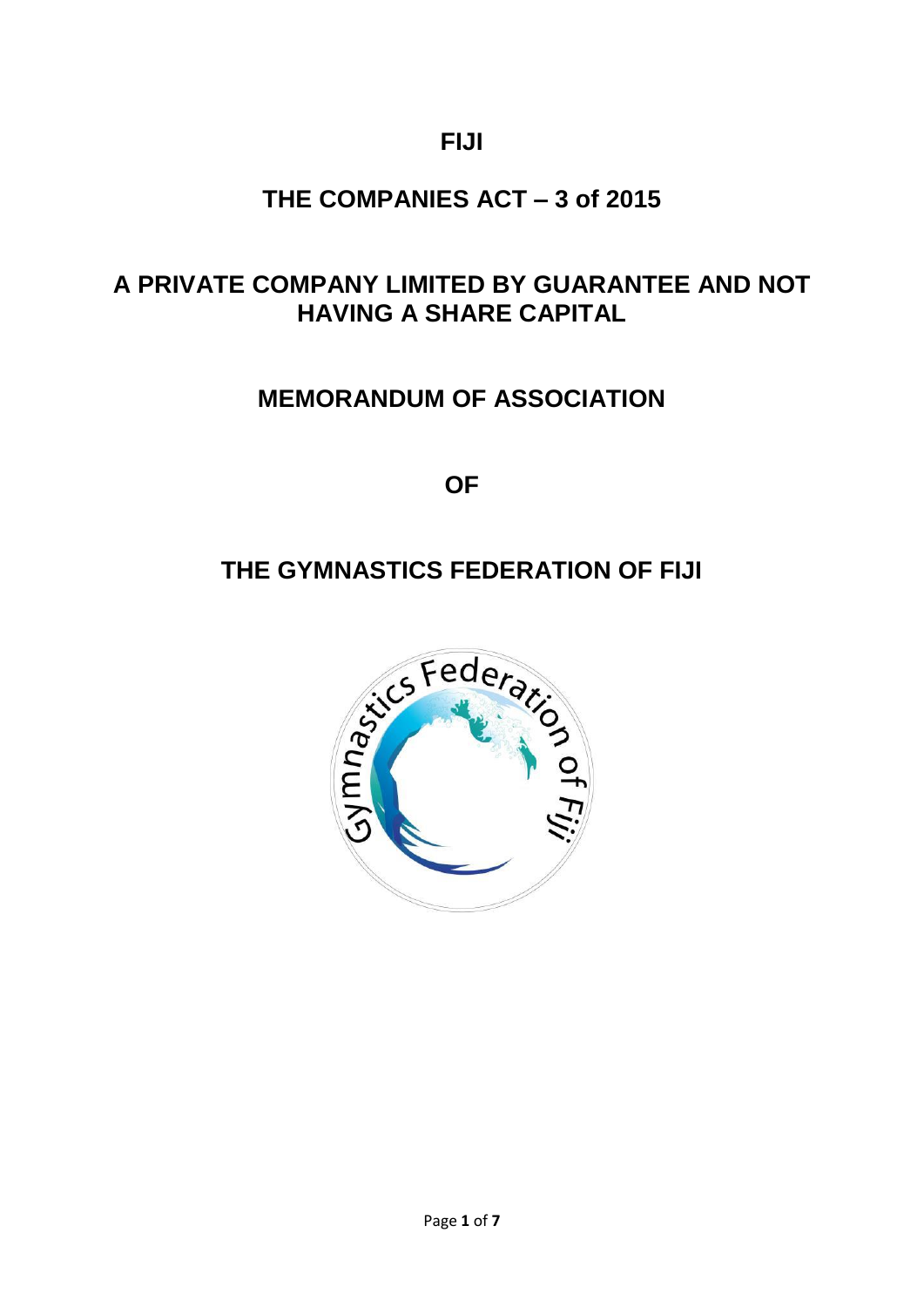# FIJI

## THE COMPANIES ACT – 3 of 2015

## A PRIVATE COMPANY LIMITED BY GUARANTEE AND NOT HAVING A SHARE CAPITAL

## MEMORANDUM OF ASSOCIATION

## OF

## THE GYMNASTICS FEDERATION OF FIJI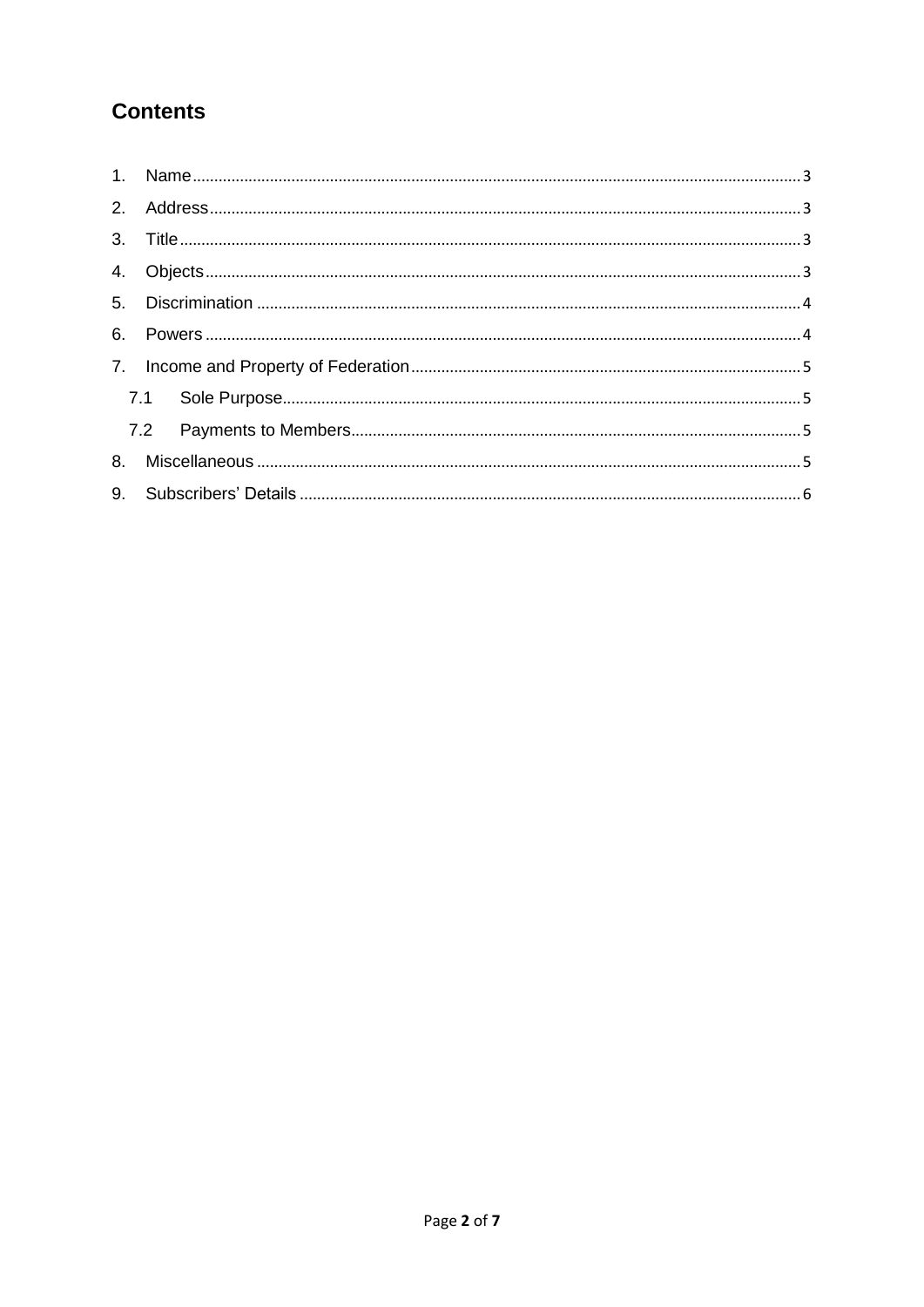## Contents

1. Name ........ 3
2. Address ........ 3
3. Title ........ 3
4. Objects ........ 3
5. Discrimination ........ 4
6. Powers ........ 4
7. Income and Property of Federation ........ 5
   - 7.1 Sole Purpose ........ 5
   - 7.2 Payments to Members ........ 5
8. Miscellaneous ........ 5
9. Subscribers' Details ........ 6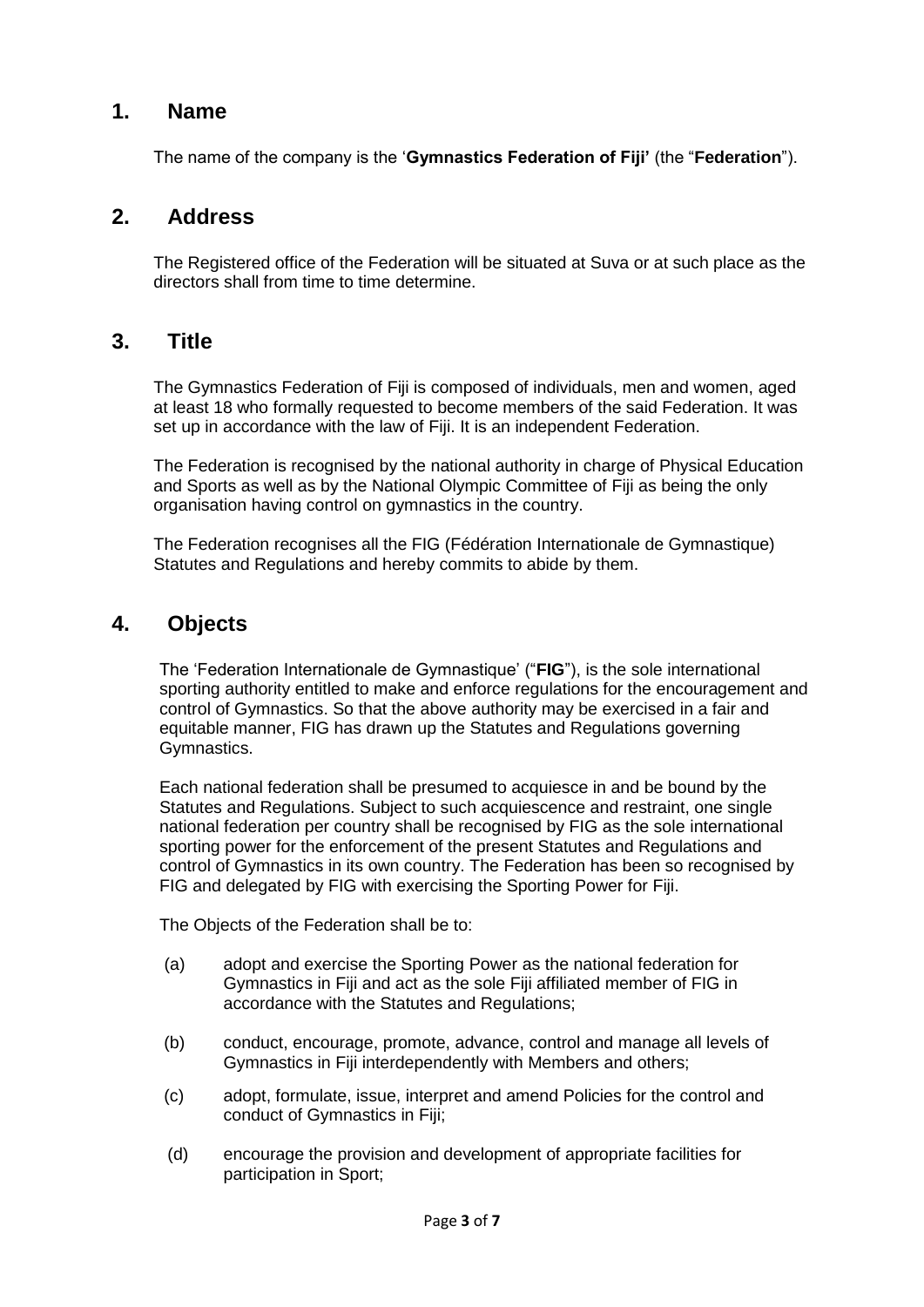## 1. Name

The name of the company is the '**Gymnastics Federation of Fiji'** (the "**Federation**").

## 2. Address

The Registered office of the Federation will be situated at Suva or at such place as the directors shall from time to time determine.

## 3. Title

The Gymnastics Federation of Fiji is composed of individuals, men and women, aged at least 18 who formally requested to become members of the said Federation. It was set up in accordance with the law of Fiji. It is an independent Federation.

The Federation is recognised by the national authority in charge of Physical Education and Sports as well as by the National Olympic Committee of Fiji as being the only organisation having control on gymnastics in the country.

The Federation recognises all the FIG (Fédération Internationale de Gymnastique) Statutes and Regulations and hereby commits to abide by them.

## 4. Objects

The 'Federation Internationale de Gymnastique' ("**FIG**"), is the sole international sporting authority entitled to make and enforce regulations for the encouragement and control of Gymnastics. So that the above authority may be exercised in a fair and equitable manner, FIG has drawn up the Statutes and Regulations governing Gymnastics.

Each national federation shall be presumed to acquiesce in and be bound by the Statutes and Regulations. Subject to such acquiescence and restraint, one single national federation per country shall be recognised by FIG as the sole international sporting power for the enforcement of the present Statutes and Regulations and control of Gymnastics in its own country. The Federation has been so recognised by FIG and delegated by FIG with exercising the Sporting Power for Fiji.

The Objects of the Federation shall be to:

(a) adopt and exercise the Sporting Power as the national federation for Gymnastics in Fiji and act as the sole Fiji affiliated member of FIG in accordance with the Statutes and Regulations;

(b) conduct, encourage, promote, advance, control and manage all levels of Gymnastics in Fiji interdependently with Members and others;

(c) adopt, formulate, issue, interpret and amend Policies for the control and conduct of Gymnastics in Fiji;

(d) encourage the provision and development of appropriate facilities for participation in Sport;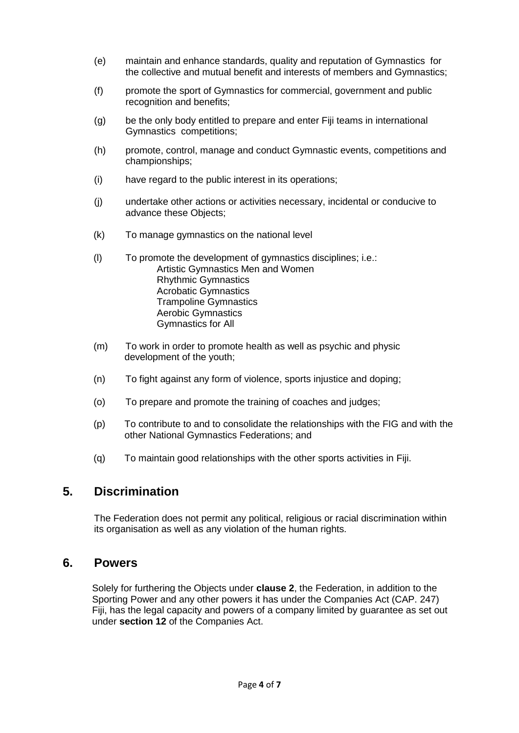(e) maintain and enhance standards, quality and reputation of Gymnastics for the collective and mutual benefit and interests of members and Gymnastics;

(f) promote the sport of Gymnastics for commercial, government and public recognition and benefits;

(g) be the only body entitled to prepare and enter Fiji teams in international Gymnastics competitions;

(h) promote, control, manage and conduct Gymnastic events, competitions and championships;

(i) have regard to the public interest in its operations;

(j) undertake other actions or activities necessary, incidental or conducive to advance these Objects;

(k) To manage gymnastics on the national level

(l) To promote the development of gymnastics disciplines; i.e.:
    - Artistic Gymnastics Men and Women
    - Rhythmic Gymnastics
    - Acrobatic Gymnastics
    - Trampoline Gymnastics
    - Aerobic Gymnastics
    - Gymnastics for All

(m) To work in order to promote health as well as psychic and physic development of the youth;

(n) To fight against any form of violence, sports injustice and doping;

(o) To prepare and promote the training of coaches and judges;

(p) To contribute to and to consolidate the relationships with the FIG and with the other National Gymnastics Federations; and

(q) To maintain good relationships with the other sports activities in Fiji.

## 5. Discrimination

The Federation does not permit any political, religious or racial discrimination within its organisation as well as any violation of the human rights.

## 6. Powers

Solely for furthering the Objects under **clause 2**, the Federation, in addition to the Sporting Power and any other powers it has under the Companies Act (CAP. 247) Fiji, has the legal capacity and powers of a company limited by guarantee as set out under **section 12** of the Companies Act.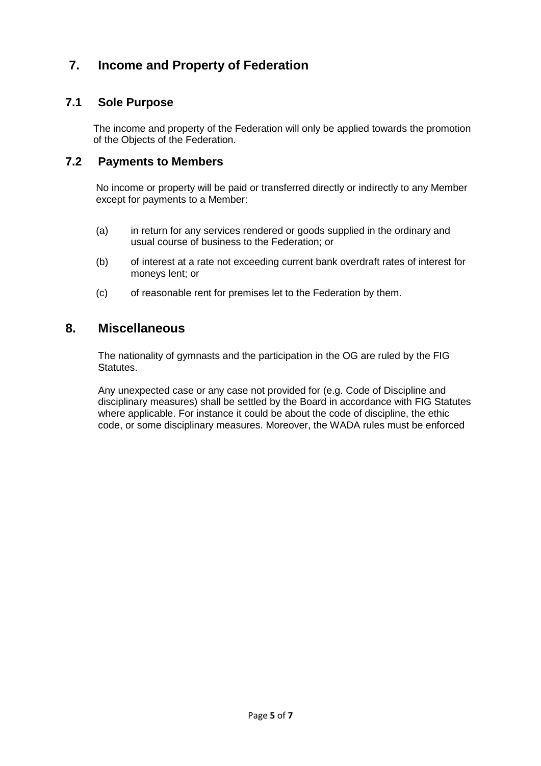## 7. Income and Property of Federation

### 7.1 Sole Purpose

The income and property of the Federation will only be applied towards the promotion of the Objects of the Federation.

### 7.2 Payments to Members

No income or property will be paid or transferred directly or indirectly to any Member except for payments to a Member:

(a) in return for any services rendered or goods supplied in the ordinary and usual course of business to the Federation; or

(b) of interest at a rate not exceeding current bank overdraft rates of interest for moneys lent; or

(c) of reasonable rent for premises let to the Federation by them.

## 8. Miscellaneous

The nationality of gymnasts and the participation in the OG are ruled by the FIG Statutes.

Any unexpected case or any case not provided for (e.g. Code of Discipline and disciplinary measures) shall be settled by the Board in accordance with FIG Statutes where applicable. For instance it could be about the code of discipline, the ethic code, or some disciplinary measures. Moreover, the WADA rules must be enforced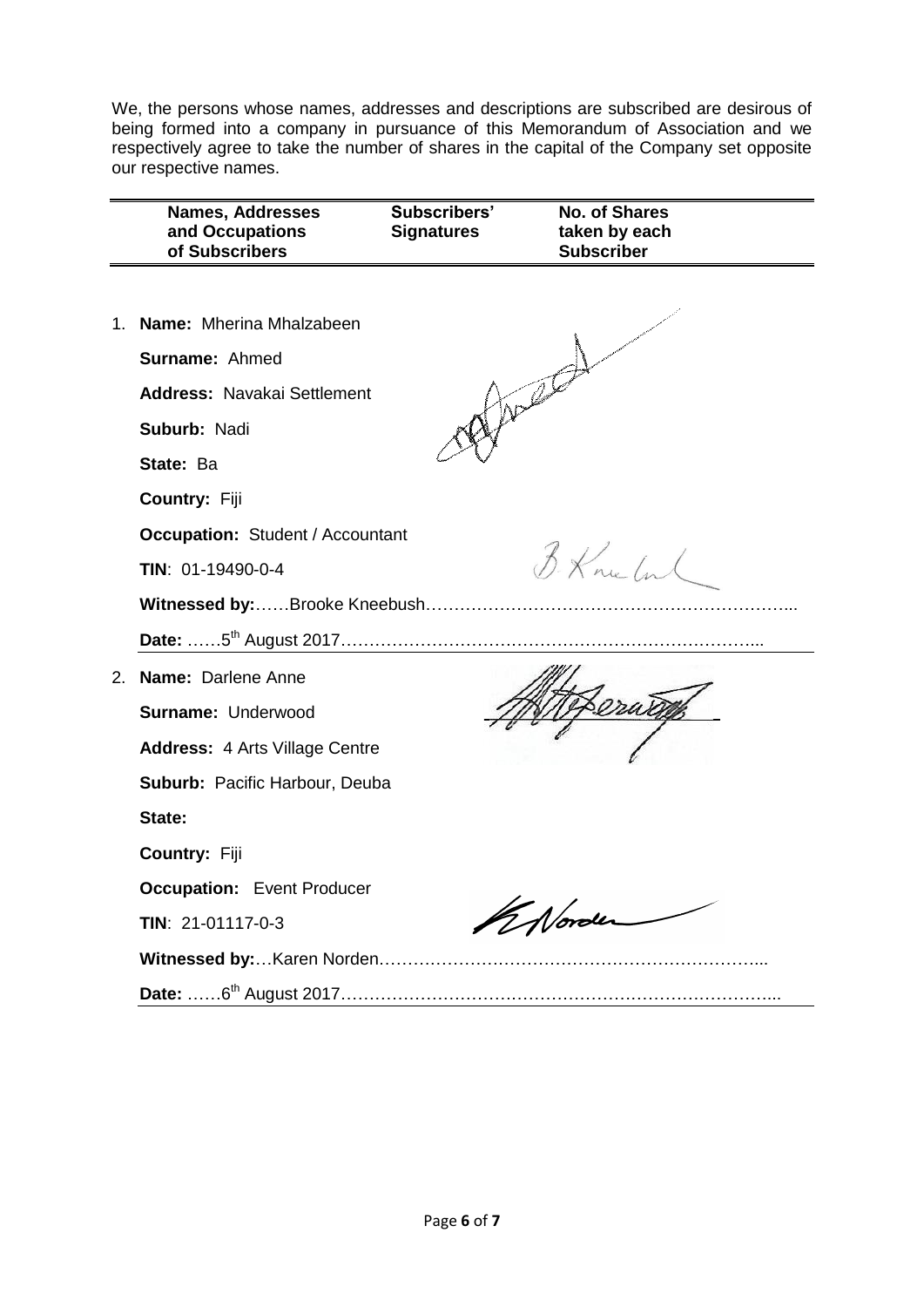We, the persons whose names, addresses and descriptions are subscribed are desirous of being formed into a company in pursuance of this Memorandum of Association and we respectively agree to take the number of shares in the capital of the Company set opposite our respective names.

| Names, Addresses and Occupations of Subscribers | Subscribers' Signatures | No. of Shares taken by each Subscriber |
|---|---|---|

1. **Name:** Mherina Mhalzabeen

   **Surname:** Ahmed

   **Address:** Navakai Settlement

   **Suburb:** Nadi

   **State:** Ba

   **Country:** Fiji

   **Occupation:** Student / Accountant

   **TIN**: 01-19490-0-4

   **Witnessed by:**……Brooke Kneebush………………………………………………………...

   **Date:** ……5th August 2017………………………………………………………………...

2. **Name:** Darlene Anne

   **Surname:** Underwood

   **Address:** 4 Arts Village Centre

   **Suburb:** Pacific Harbour, Deuba

   **State:**

   **Country:** Fiji

   **Occupation:** Event Producer

   **TIN**: 21-01117-0-3

   **Witnessed by:**…Karen Norden………………………………………………………...

   **Date:** ……6th August 2017………………………………………………………………...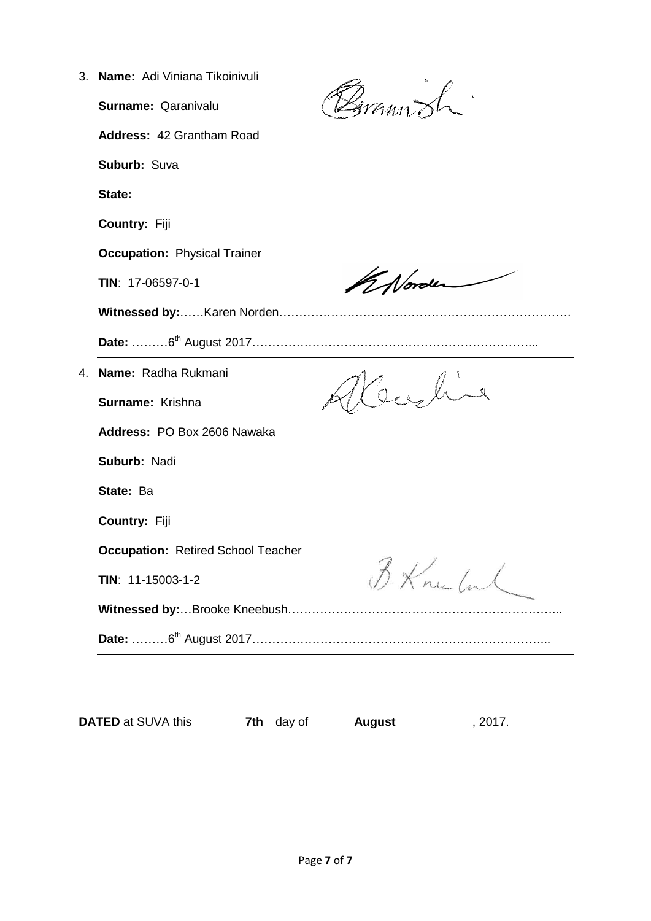3. **Name:** Adi Viniana Tikoinivuli

   **Surname:** Qaranivalu

   **Address:** 42 Grantham Road

   **Suburb:** Suva

   **State:**

   **Country:** Fiji

   **Occupation:** Physical Trainer

   **TIN**: 17-06597-0-1

   **Witnessed by:**……Karen Norden…………………………………………………………….

   **Date:** ………6th August 2017………………………………………………………...

4. **Name:** Radha Rukmani

   **Surname:** Krishna

   **Address:** PO Box 2606 Nawaka

   **Suburb:** Nadi

   **State:** Ba

   **Country:** Fiji

   **Occupation:** Retired School Teacher

   **TIN**: 11-15003-1-2

   **Witnessed by:**…Brooke Kneebush…………………………………………………...

   **Date:** ………6th August 2017………………………………………………………...

**DATED** at SUVA this **7th** day of **August** , 2017.